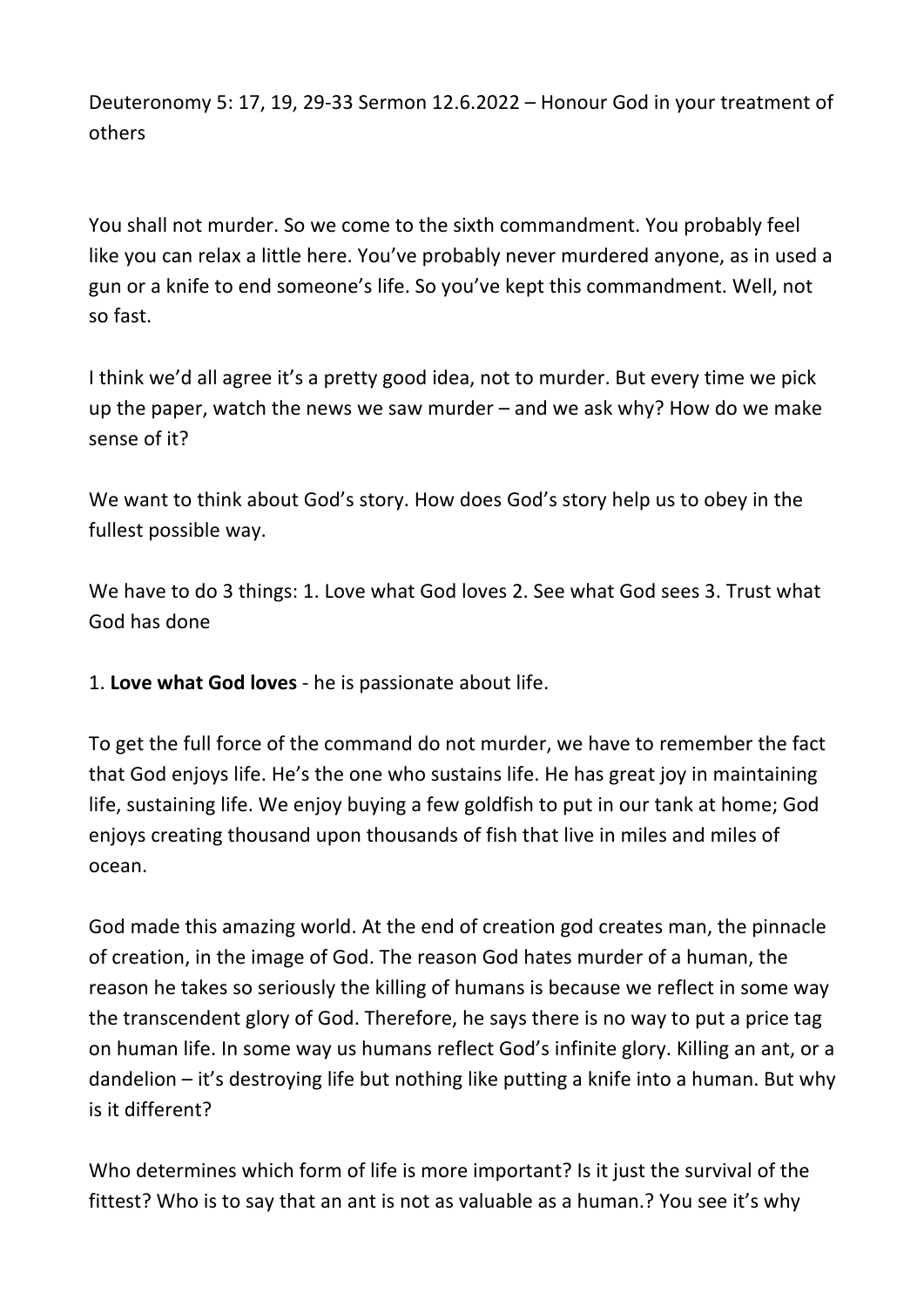Deuteronomy 5: 17, 19, 29-33 Sermon 12.6.2022 – Honour God in your treatment of others

You shall not murder. So we come to the sixth commandment. You probably feel like you can relax a little here. You've probably never murdered anyone, as in used a gun or a knife to end someone's life. So you've kept this commandment. Well, not so fast.

I think we'd all agree it's a pretty good idea, not to murder. But every time we pick up the paper, watch the news we saw murder – and we ask why? How do we make sense of it?

We want to think about God's story. How does God's story help us to obey in the fullest possible way.

We have to do 3 things: 1. Love what God loves 2. See what God sees 3. Trust what God has done

1. **Love what God loves** - he is passionate about life.

To get the full force of the command do not murder, we have to remember the fact that God enjoys life. He's the one who sustains life. He has great joy in maintaining life, sustaining life. We enjoy buying a few goldfish to put in our tank at home; God enjoys creating thousand upon thousands of fish that live in miles and miles of ocean.

God made this amazing world. At the end of creation god creates man, the pinnacle of creation, in the image of God. The reason God hates murder of a human, the reason he takes so seriously the killing of humans is because we reflect in some way the transcendent glory of God. Therefore, he says there is no way to put a price tag on human life. In some way us humans reflect God's infinite glory. Killing an ant, or a dandelion – it's destroying life but nothing like putting a knife into a human. But why is it different?

Who determines which form of life is more important? Is it just the survival of the fittest? Who is to say that an ant is not as valuable as a human.? You see it's why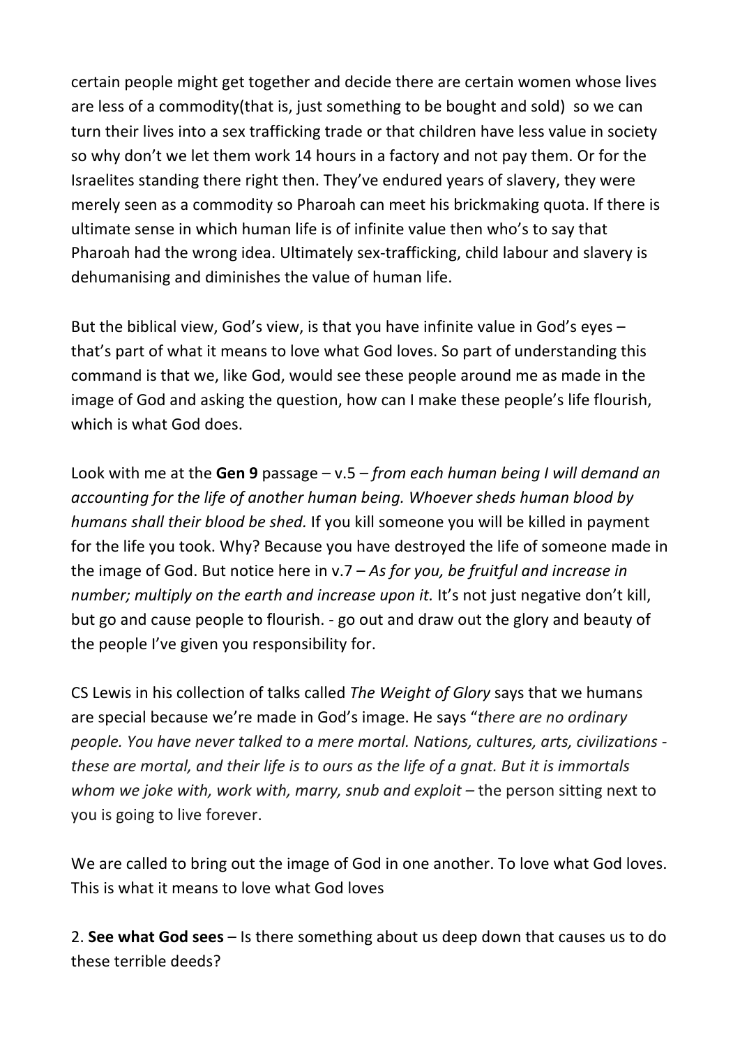certain people might get together and decide there are certain women whose lives are less of a commodity(that is, just something to be bought and sold)  so we can turn their lives into a sex trafficking trade or that children have less value in society so why don't we let them work 14 hours in a factory and not pay them. Or for the Israelites standing there right then. They've endured years of slavery, they were merely seen as a commodity so Pharoah can meet his brickmaking quota. If there is ultimate sense in which human life is of infinite value then who's to say that Pharoah had the wrong idea. Ultimately sex-trafficking, child labour and slavery is dehumanising and diminishes the value of human life.

But the biblical view, God's view, is that you have infinite value in God's eyes – that's part of what it means to love what God loves. So part of understanding this command is that we, like God, would see these people around me as made in the image of God and asking the question, how can I make these people's life flourish, which is what God does.

Look with me at the **Gen 9** passage – v.5 – *from each human being I will demand an accounting for the life of another human being. Whoever sheds human blood by humans shall their blood be shed.* If you kill someone you will be killed in payment for the life you took. Why? Because you have destroyed the life of someone made in the image of God. But notice here in v.7 – *As for you, be fruitful and increase in number; multiply on the earth and increase upon it.* It's not just negative don't kill, but go and cause people to flourish. - go out and draw out the glory and beauty of the people I've given you responsibility for.

CS Lewis in his collection of talks called *The Weight of Glory* says that we humans are special because we're made in God's image. He says "*there are no ordinary people. You have never talked to a mere mortal. Nations, cultures, arts, civilizations - these are mortal, and their life is to ours as the life of a gnat. But it is immortals whom we joke with, work with, marry, snub and exploit* – the person sitting next to you is going to live forever.

We are called to bring out the image of God in one another. To love what God loves. This is what it means to love what God loves

2. **See what God sees** – Is there something about us deep down that causes us to do these terrible deeds?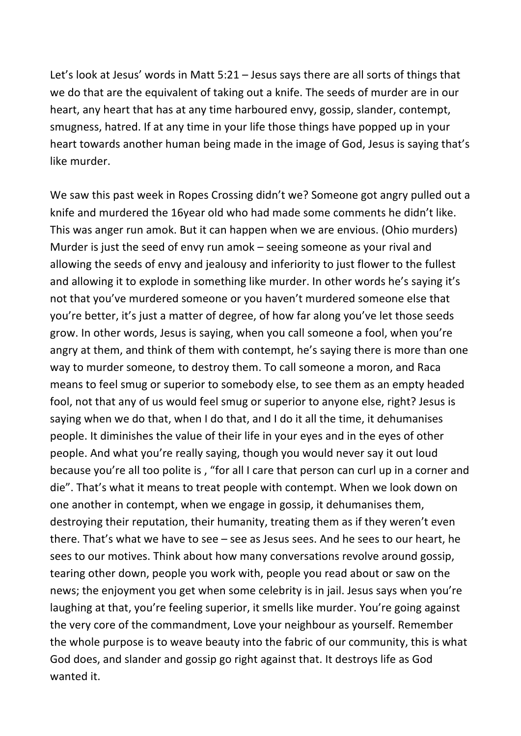Let's look at Jesus' words in Matt 5:21 – Jesus says there are all sorts of things that we do that are the equivalent of taking out a knife. The seeds of murder are in our heart, any heart that has at any time harboured envy, gossip, slander, contempt, smugness, hatred. If at any time in your life those things have popped up in your heart towards another human being made in the image of God, Jesus is saying that's like murder.

We saw this past week in Ropes Crossing didn't we? Someone got angry pulled out a knife and murdered the 16year old who had made some comments he didn't like. This was anger run amok. But it can happen when we are envious. (Ohio murders) Murder is just the seed of envy run amok – seeing someone as your rival and allowing the seeds of envy and jealousy and inferiority to just flower to the fullest and allowing it to explode in something like murder. In other words he's saying it's not that you've murdered someone or you haven't murdered someone else that you're better, it's just a matter of degree, of how far along you've let those seeds grow. In other words, Jesus is saying, when you call someone a fool, when you're angry at them, and think of them with contempt, he's saying there is more than one way to murder someone, to destroy them. To call someone a moron, and Raca means to feel smug or superior to somebody else, to see them as an empty headed fool, not that any of us would feel smug or superior to anyone else, right? Jesus is saying when we do that, when I do that, and I do it all the time, it dehumanises people. It diminishes the value of their life in your eyes and in the eyes of other people. And what you're really saying, though you would never say it out loud because you're all too polite is , "for all I care that person can curl up in a corner and die". That's what it means to treat people with contempt. When we look down on one another in contempt, when we engage in gossip, it dehumanises them, destroying their reputation, their humanity, treating them as if they weren't even there. That's what we have to see – see as Jesus sees. And he sees to our heart, he sees to our motives. Think about how many conversations revolve around gossip, tearing other down, people you work with, people you read about or saw on the news; the enjoyment you get when some celebrity is in jail. Jesus says when you're laughing at that, you're feeling superior, it smells like murder. You're going against the very core of the commandment, Love your neighbour as yourself. Remember the whole purpose is to weave beauty into the fabric of our community, this is what God does, and slander and gossip go right against that. It destroys life as God wanted it.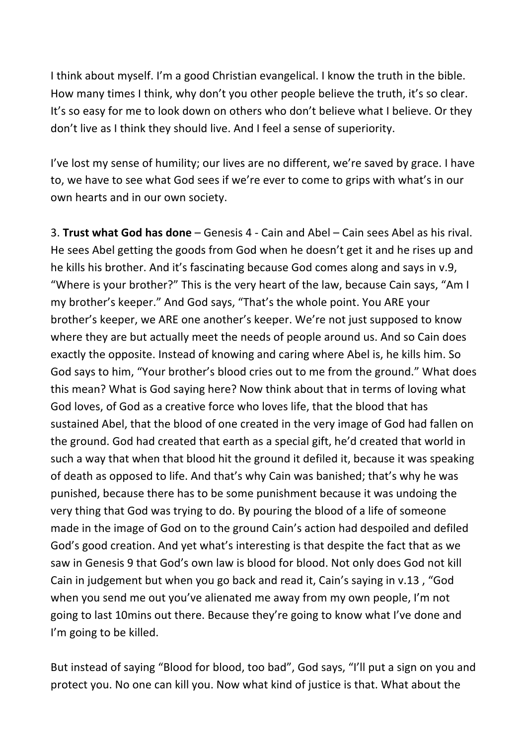I think about myself. I'm a good Christian evangelical. I know the truth in the bible. How many times I think, why don't you other people believe the truth, it's so clear. It's so easy for me to look down on others who don't believe what I believe. Or they don't live as I think they should live. And I feel a sense of superiority.

I've lost my sense of humility; our lives are no different, we're saved by grace. I have to, we have to see what God sees if we're ever to come to grips with what's in our own hearts and in our own society.

3. **Trust what God has done** – Genesis 4 - Cain and Abel – Cain sees Abel as his rival. He sees Abel getting the goods from God when he doesn't get it and he rises up and he kills his brother. And it's fascinating because God comes along and says in v.9, "Where is your brother?" This is the very heart of the law, because Cain says, "Am I my brother's keeper." And God says, "That's the whole point. You ARE your brother's keeper, we ARE one another's keeper. We're not just supposed to know where they are but actually meet the needs of people around us. And so Cain does exactly the opposite. Instead of knowing and caring where Abel is, he kills him. So God says to him, "Your brother's blood cries out to me from the ground." What does this mean? What is God saying here? Now think about that in terms of loving what God loves, of God as a creative force who loves life, that the blood that has sustained Abel, that the blood of one created in the very image of God had fallen on the ground. God had created that earth as a special gift, he'd created that world in such a way that when that blood hit the ground it defiled it, because it was speaking of death as opposed to life. And that's why Cain was banished; that's why he was punished, because there has to be some punishment because it was undoing the very thing that God was trying to do. By pouring the blood of a life of someone made in the image of God on to the ground Cain's action had despoiled and defiled God's good creation. And yet what's interesting is that despite the fact that as we saw in Genesis 9 that God's own law is blood for blood. Not only does God not kill Cain in judgement but when you go back and read it, Cain's saying in v.13 , "God when you send me out you've alienated me away from my own people, I'm not going to last 10mins out there. Because they're going to know what I've done and I'm going to be killed.

But instead of saying "Blood for blood, too bad", God says, "I'll put a sign on you and protect you. No one can kill you. Now what kind of justice is that. What about the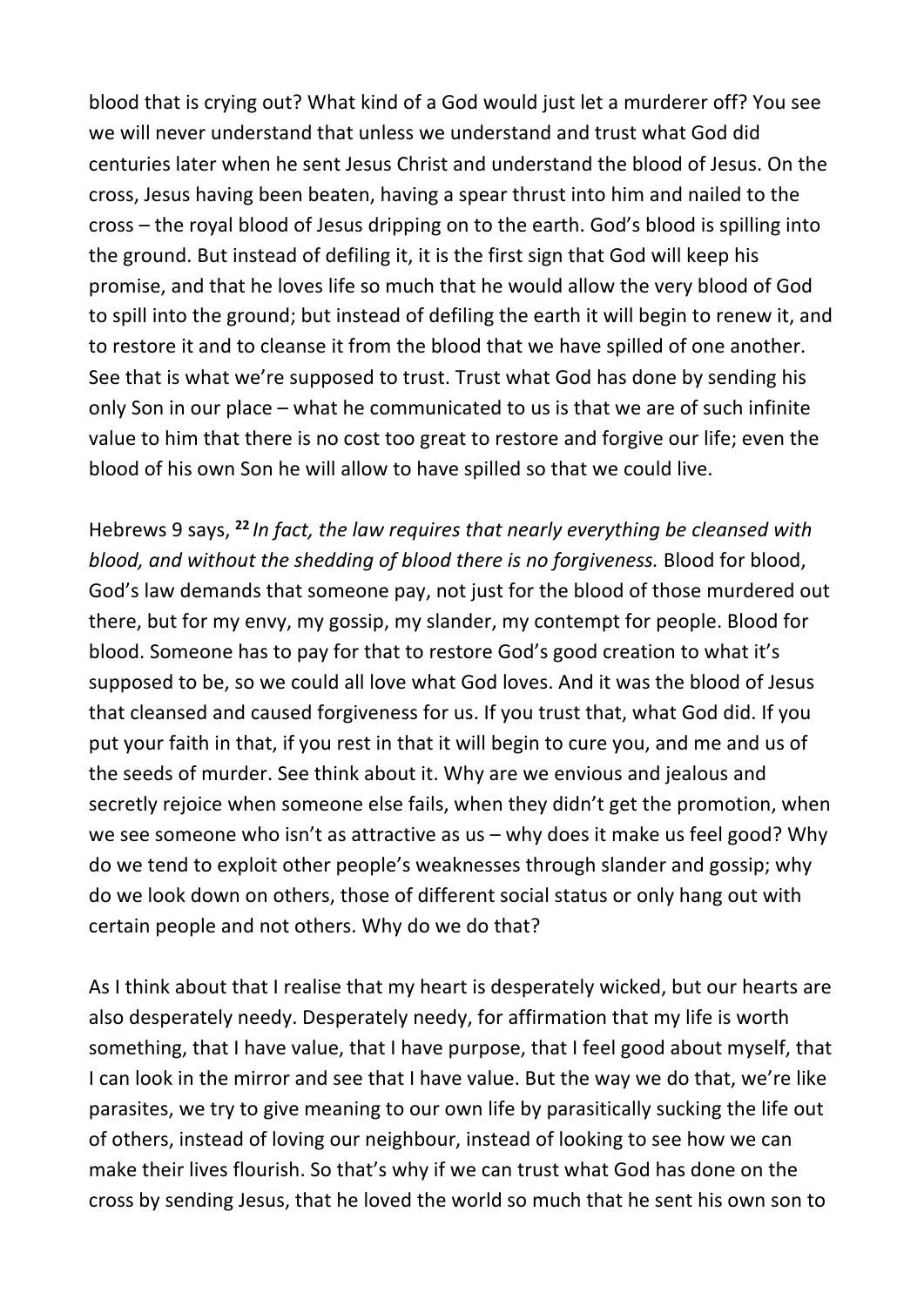blood that is crying out? What kind of a God would just let a murderer off? You see we will never understand that unless we understand and trust what God did centuries later when he sent Jesus Christ and understand the blood of Jesus. On the cross, Jesus having been beaten, having a spear thrust into him and nailed to the cross – the royal blood of Jesus dripping on to the earth. God's blood is spilling into the ground. But instead of defiling it, it is the first sign that God will keep his promise, and that he loves life so much that he would allow the very blood of God to spill into the ground; but instead of defiling the earth it will begin to renew it, and to restore it and to cleanse it from the blood that we have spilled of one another. See that is what we're supposed to trust. Trust what God has done by sending his only Son in our place – what he communicated to us is that we are of such infinite value to him that there is no cost too great to restore and forgive our life; even the blood of his own Son he will allow to have spilled so that we could live.

Hebrews 9 says, [22] *In fact, the law requires that nearly everything be cleansed with blood, and without the shedding of blood there is no forgiveness.* Blood for blood, God's law demands that someone pay, not just for the blood of those murdered out there, but for my envy, my gossip, my slander, my contempt for people. Blood for blood. Someone has to pay for that to restore God's good creation to what it's supposed to be, so we could all love what God loves. And it was the blood of Jesus that cleansed and caused forgiveness for us. If you trust that, what God did. If you put your faith in that, if you rest in that it will begin to cure you, and me and us of the seeds of murder. See think about it. Why are we envious and jealous and secretly rejoice when someone else fails, when they didn't get the promotion, when we see someone who isn't as attractive as us – why does it make us feel good? Why do we tend to exploit other people's weaknesses through slander and gossip; why do we look down on others, those of different social status or only hang out with certain people and not others. Why do we do that?

As I think about that I realise that my heart is desperately wicked, but our hearts are also desperately needy. Desperately needy, for affirmation that my life is worth something, that I have value, that I have purpose, that I feel good about myself, that I can look in the mirror and see that I have value. But the way we do that, we're like parasites, we try to give meaning to our own life by parasitically sucking the life out of others, instead of loving our neighbour, instead of looking to see how we can make their lives flourish. So that's why if we can trust what God has done on the cross by sending Jesus, that he loved the world so much that he sent his own son to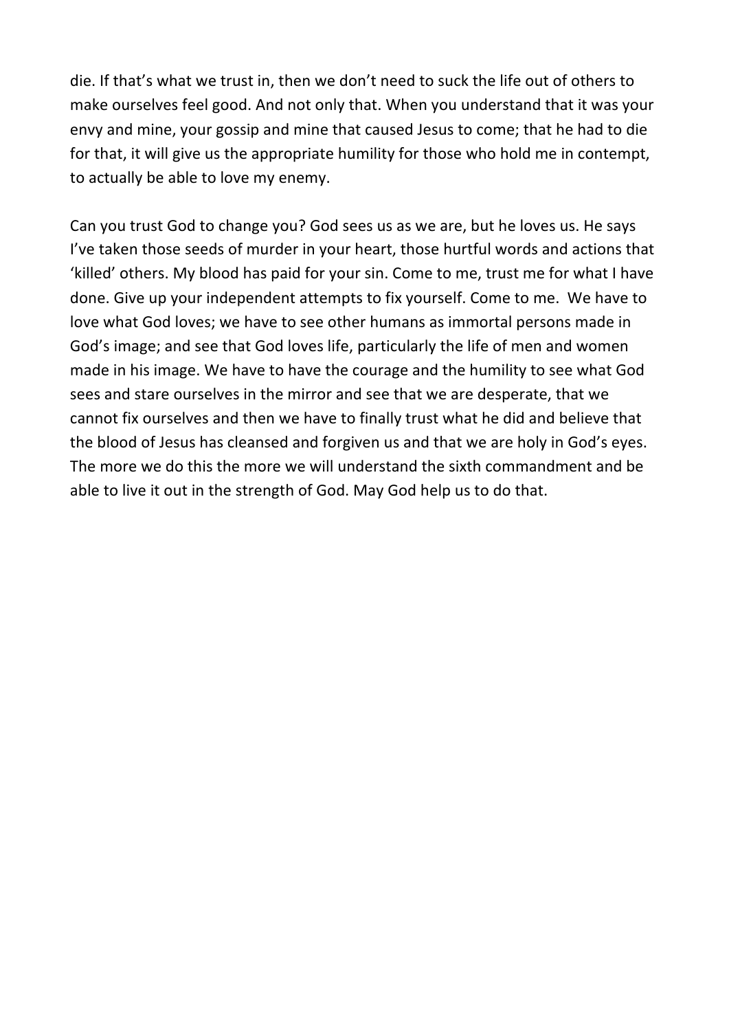die. If that's what we trust in, then we don't need to suck the life out of others to make ourselves feel good. And not only that. When you understand that it was your envy and mine, your gossip and mine that caused Jesus to come; that he had to die for that, it will give us the appropriate humility for those who hold me in contempt, to actually be able to love my enemy.

Can you trust God to change you? God sees us as we are, but he loves us. He says I've taken those seeds of murder in your heart, those hurtful words and actions that 'killed' others. My blood has paid for your sin. Come to me, trust me for what I have done. Give up your independent attempts to fix yourself. Come to me. We have to love what God loves; we have to see other humans as immortal persons made in God's image; and see that God loves life, particularly the life of men and women made in his image. We have to have the courage and the humility to see what God sees and stare ourselves in the mirror and see that we are desperate, that we cannot fix ourselves and then we have to finally trust what he did and believe that the blood of Jesus has cleansed and forgiven us and that we are holy in God's eyes. The more we do this the more we will understand the sixth commandment and be able to live it out in the strength of God. May God help us to do that.